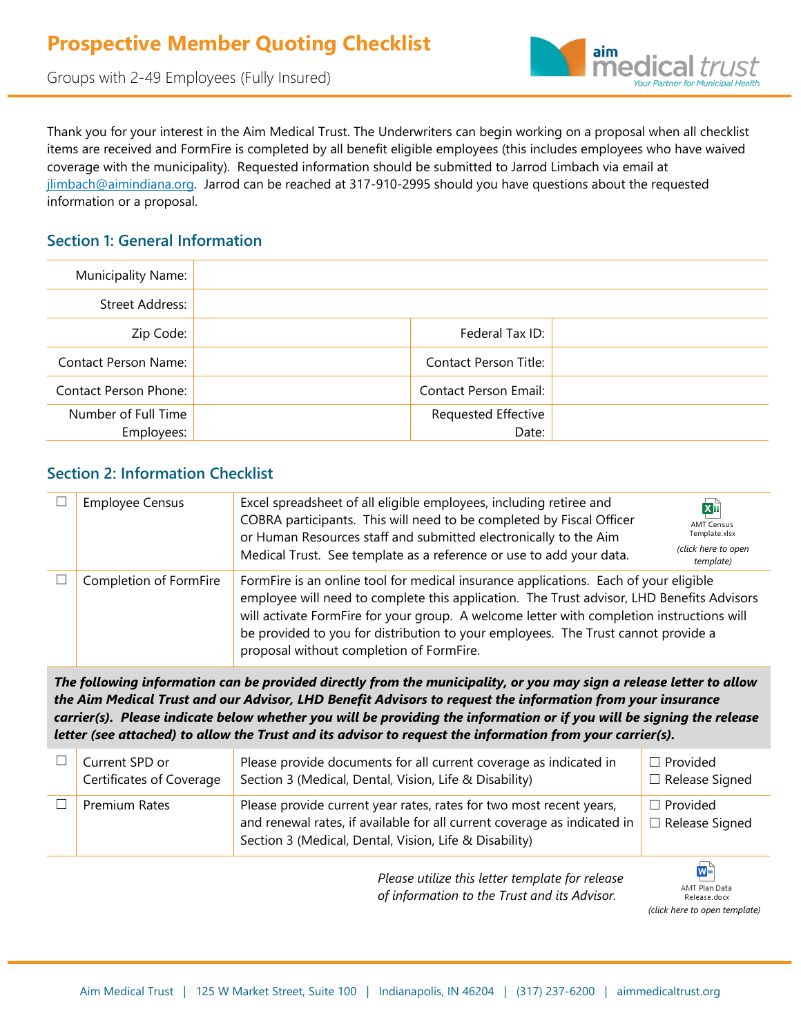# Prospective Member Quoting Checklist

Groups with 2-49 Employees (Fully Insured)

Thank you for your interest in the Aim Medical Trust. The Underwriters can begin working on a proposal when all checklist items are received and FormFire is completed by all benefit eligible employees (this includes employees who have waived coverage with the municipality). Requested information should be submitted to Jarrod Limbach via email at jlimbach@aimindiana.org. Jarrod can be reached at 317-910-2995 should you have questions about the requested information or a proposal.

## Section 1: General Information

| | | | |
|---|---|---|---|
| Municipality Name: | | | |
| Street Address: | | | |
| Zip Code: | | Federal Tax ID: | |
| Contact Person Name: | | Contact Person Title: | |
| Contact Person Phone: | | Contact Person Email: | |
| Number of Full Time Employees: | | Requested Effective Date: | |

## Section 2: Information Checklist

| | | | |
|---|---|---|---|
| ☐ | Employee Census | Excel spreadsheet of all eligible employees, including retiree and COBRA participants. This will need to be completed by Fiscal Officer or Human Resources staff and submitted electronically to the Aim Medical Trust. See template as a reference or use to add your data. | AMT Census Template.xlsx *(click here to open template)* |
| ☐ | Completion of FormFire | FormFire is an online tool for medical insurance applications. Each of your eligible employee will need to complete this application. The Trust advisor, LHD Benefits Advisors will activate FormFire for your group. A welcome letter with completion instructions will be provided to you for distribution to your employees. The Trust cannot provide a proposal without completion of FormFire. | |

***The following information can be provided directly from the municipality, or you may sign a release letter to allow the Aim Medical Trust and our Advisor, LHD Benefit Advisors to request the information from your insurance carrier(s). Please indicate below whether you will be providing the information or if you will be signing the release letter (see attached) to allow the Trust and its advisor to request the information from your carrier(s).***

| | | | |
|---|---|---|---|
| ☐ | Current SPD or Certificates of Coverage | Please provide documents for all current coverage as indicated in Section 3 (Medical, Dental, Vision, Life & Disability) | ☐ Provided ☐ Release Signed |
| ☐ | Premium Rates | Please provide current year rates, rates for two most recent years, and renewal rates, if available for all current coverage as indicated in Section 3 (Medical, Dental, Vision, Life & Disability) | ☐ Provided ☐ Release Signed |

*Please utilize this letter template for release of information to the Trust and its Advisor.*

AMT Plan Data Release.docx *(click here to open template)*

Aim Medical Trust | 125 W Market Street, Suite 100 | Indianapolis, IN 46204 | (317) 237-6200 | aimmedicaltrust.org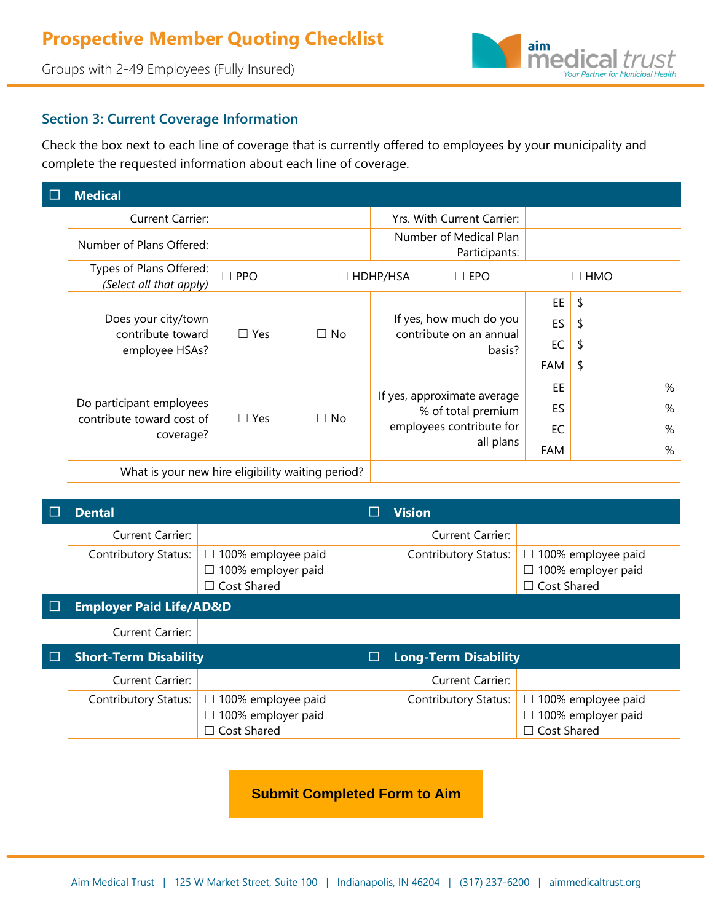# Prospective Member Quoting Checklist

Groups with 2-49 Employees (Fully Insured)

## Section 3: Current Coverage Information

Check the box next to each line of coverage that is currently offered to employees by your municipality and complete the requested information about each line of coverage.

### ☐ Medical

| | | | | | |
|---|---|---|---|---|---|
| Current Carrier: | | | Yrs. With Current Carrier: | | |
| Number of Plans Offered: | | | Number of Medical Plan Participants: | | |
| Types of Plans Offered: *(Select all that apply)* | ☐ PPO | ☐ HDHP/HSA | ☐ EPO | ☐ HMO | |
| Does your city/town contribute toward employee HSAs? | ☐ Yes | ☐ No | If yes, how much do you contribute on an annual basis? | EE | $ |
| | | | | ES | $ |
| | | | | EC | $ |
| | | | | FAM | $ |
| Do participant employees contribute toward cost of coverage? | ☐ Yes | ☐ No | If yes, approximate average % of total premium employees contribute for all plans | EE | % |
| | | | | ES | % |
| | | | | EC | % |
| | | | | FAM | % |
| What is your new hire eligibility waiting period? | | | | | |

### ☐ Dental

| | |
|---|---|
| Current Carrier: | |
| Contributory Status: | ☐ 100% employee paid<br>☐ 100% employer paid<br>☐ Cost Shared |

### ☐ Vision

| | |
|---|---|
| Current Carrier: | |
| Contributory Status: | ☐ 100% employee paid<br>☐ 100% employer paid<br>☐ Cost Shared |

### ☐ Employer Paid Life/AD&D

| | |
|---|---|
| Current Carrier: | |

### ☐ Short-Term Disability

| | |
|---|---|
| Current Carrier: | |
| Contributory Status: | ☐ 100% employee paid<br>☐ 100% employer paid<br>☐ Cost Shared |

### ☐ Long-Term Disability

| | |
|---|---|
| Current Carrier: | |
| Contributory Status: | ☐ 100% employee paid<br>☐ 100% employer paid<br>☐ Cost Shared |

**Submit Completed Form to Aim**

Aim Medical Trust | 125 W Market Street, Suite 100 | Indianapolis, IN 46204 | (317) 237-6200 | aimmedicaltrust.org